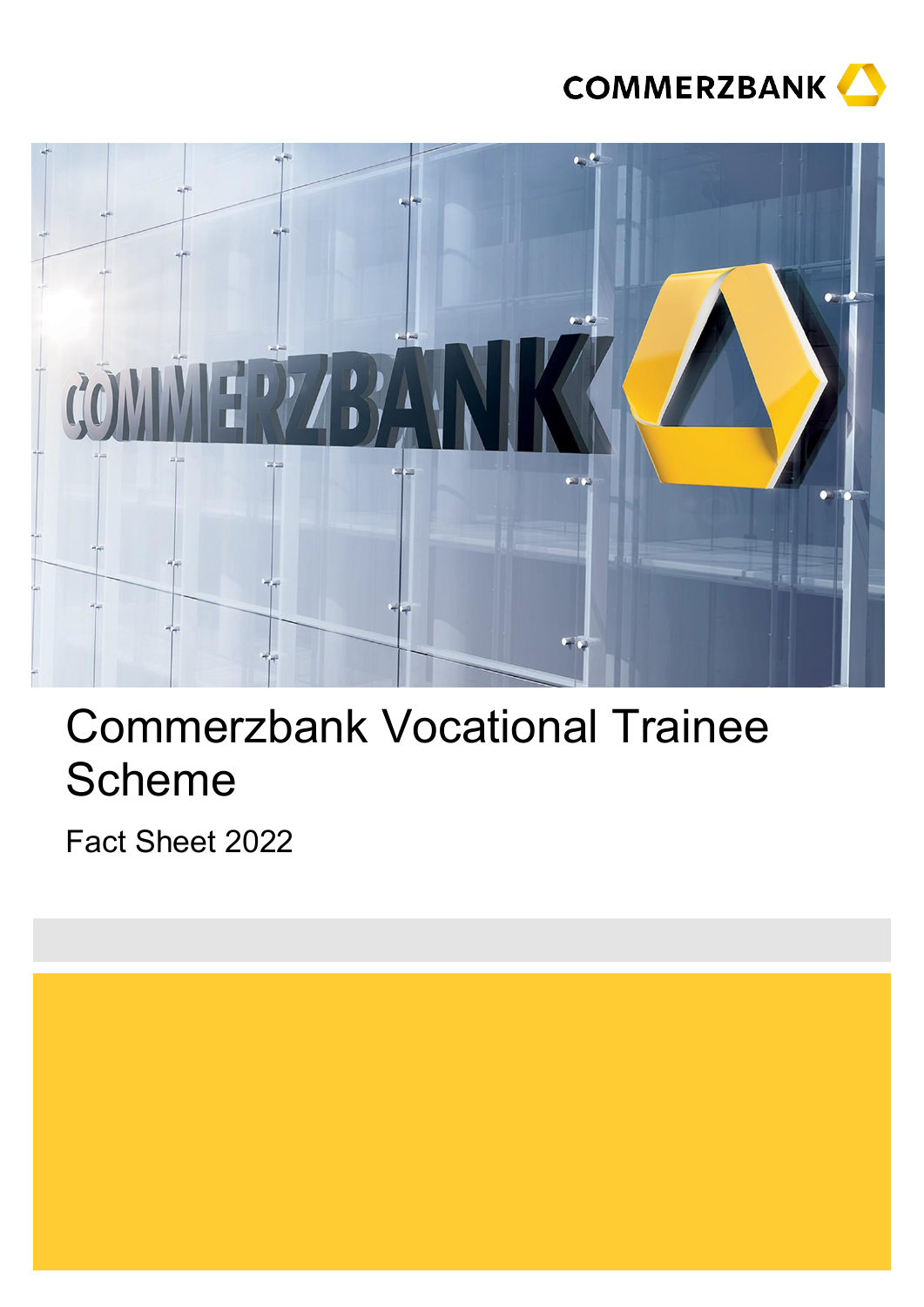# Commerzbank Vocational Trainee Scheme

Fact Sheet 2022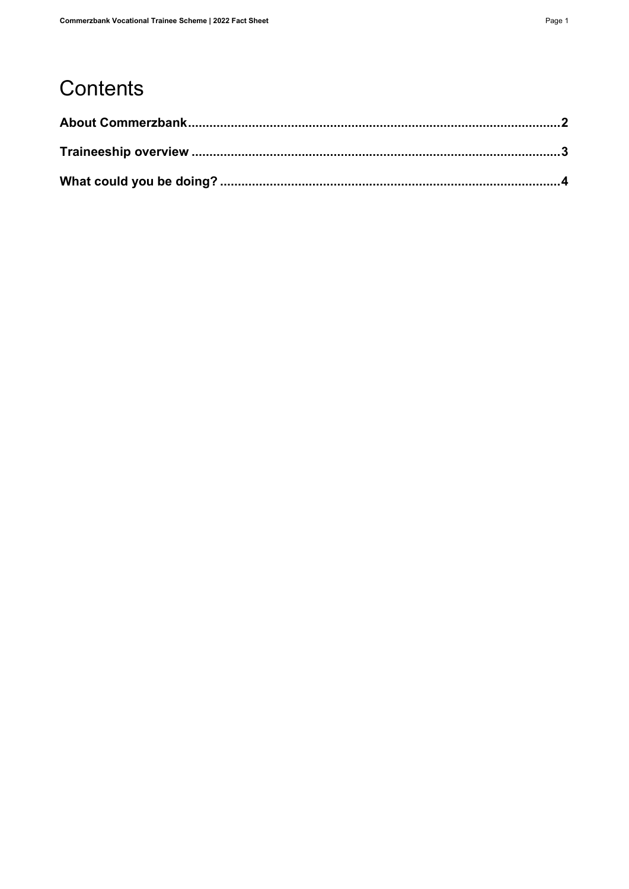# Contents

**About Commerzbank** .......... **2**

**Traineeship overview** .......... **3**

**What could you be doing?** .......... **4**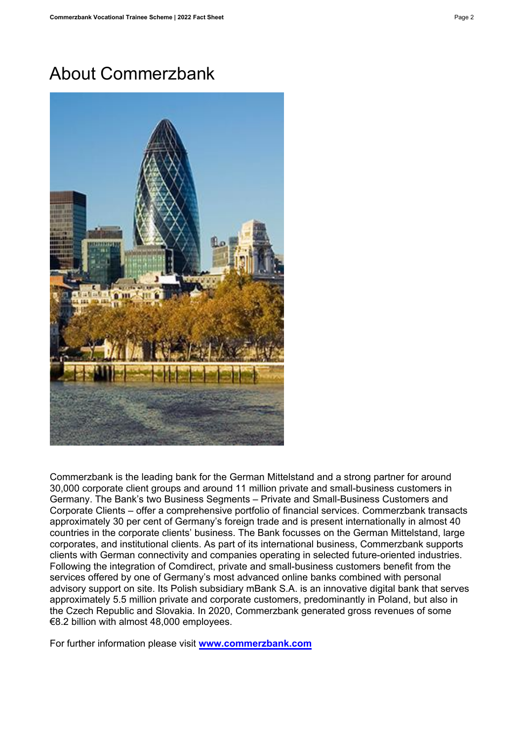# About Commerzbank

Commerzbank is the leading bank for the German Mittelstand and a strong partner for around 30,000 corporate client groups and around 11 million private and small-business customers in Germany. The Bank's two Business Segments – Private and Small-Business Customers and Corporate Clients – offer a comprehensive portfolio of financial services. Commerzbank transacts approximately 30 per cent of Germany's foreign trade and is present internationally in almost 40 countries in the corporate clients' business. The Bank focusses on the German Mittelstand, large corporates, and institutional clients. As part of its international business, Commerzbank supports clients with German connectivity and companies operating in selected future-oriented industries. Following the integration of Comdirect, private and small-business customers benefit from the services offered by one of Germany's most advanced online banks combined with personal advisory support on site. Its Polish subsidiary mBank S.A. is an innovative digital bank that serves approximately 5.5 million private and corporate customers, predominantly in Poland, but also in the Czech Republic and Slovakia. In 2020, Commerzbank generated gross revenues of some €8.2 billion with almost 48,000 employees.

For further information please visit **[www.commerzbank.com](http://www.commerzbank.com)**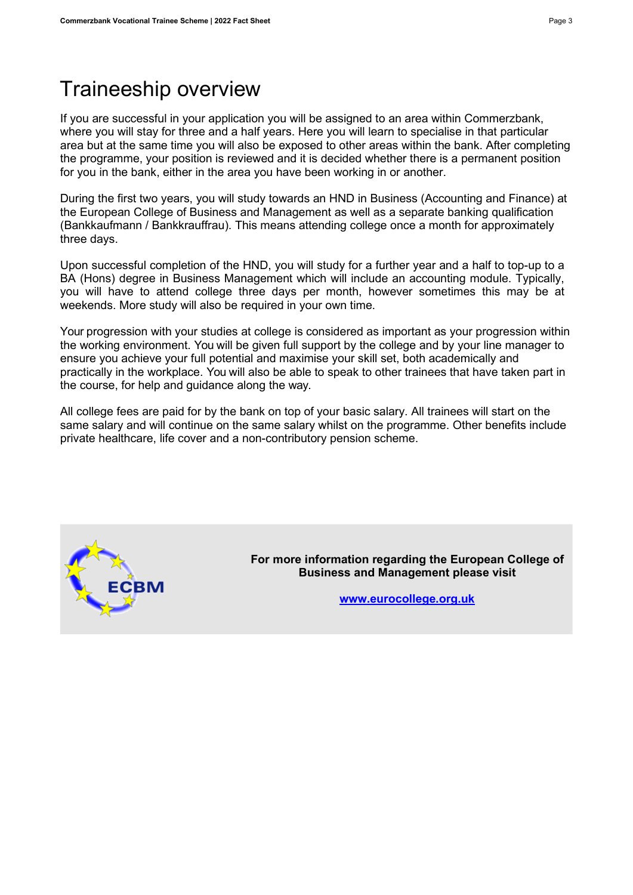# Traineeship overview

If you are successful in your application you will be assigned to an area within Commerzbank, where you will stay for three and a half years. Here you will learn to specialise in that particular area but at the same time you will also be exposed to other areas within the bank. After completing the programme, your position is reviewed and it is decided whether there is a permanent position for you in the bank, either in the area you have been working in or another.

During the first two years, you will study towards an HND in Business (Accounting and Finance) at the European College of Business and Management as well as a separate banking qualification (Bankkaufmann / Bankkrauffrau). This means attending college once a month for approximately three days.

Upon successful completion of the HND, you will study for a further year and a half to top-up to a BA (Hons) degree in Business Management which will include an accounting module. Typically, you will have to attend college three days per month, however sometimes this may be at weekends. More study will also be required in your own time.

Your progression with your studies at college is considered as important as your progression within the working environment. You will be given full support by the college and by your line manager to ensure you achieve your full potential and maximise your skill set, both academically and practically in the workplace. You will also be able to speak to other trainees that have taken part in the course, for help and guidance along the way.

All college fees are paid for by the bank on top of your basic salary. All trainees will start on the same salary and will continue on the same salary whilst on the programme. Other benefits include private healthcare, life cover and a non-contributory pension scheme.

ECBM

**For more information regarding the European College of Business and Management please visit**

**[www.eurocollege.org.uk](http://www.eurocollege.org.uk)**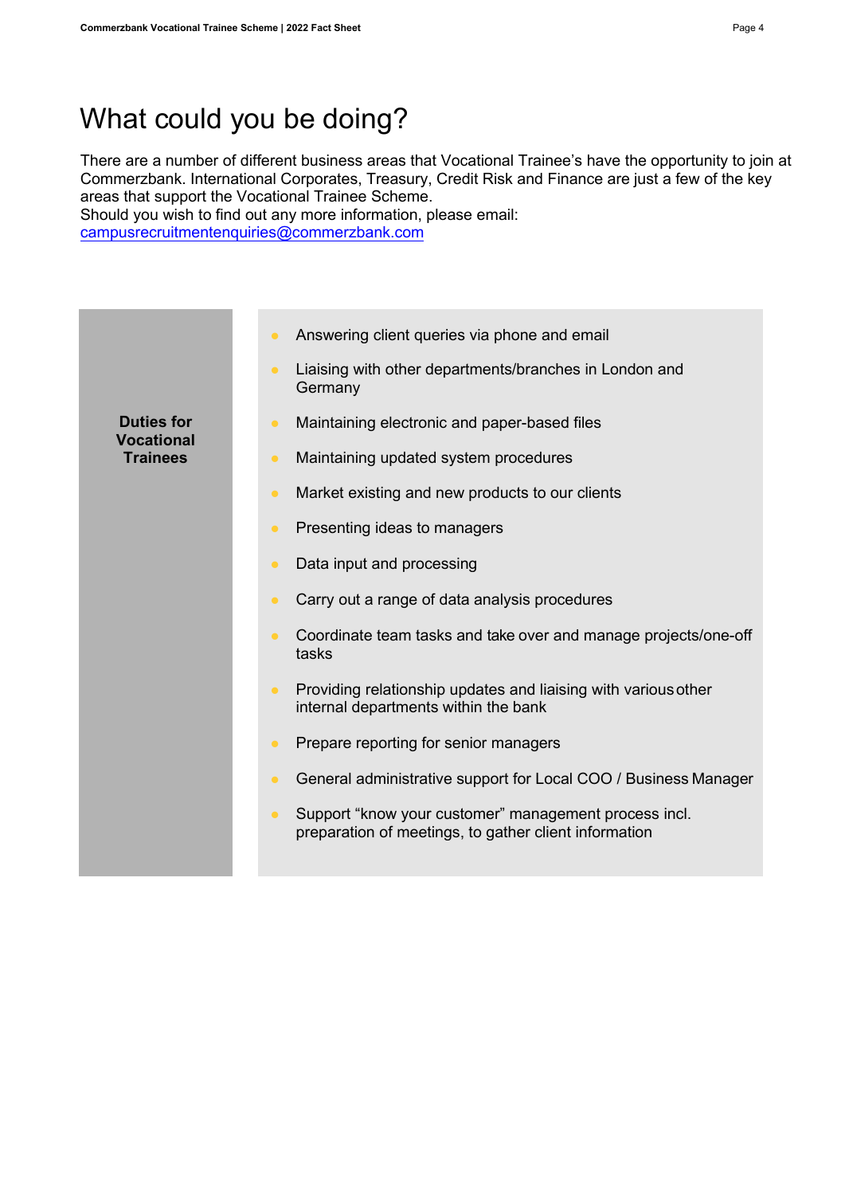# What could you be doing?

There are a number of different business areas that Vocational Trainee's have the opportunity to join at Commerzbank. International Corporates, Treasury, Credit Risk and Finance are just a few of the key areas that support the Vocational Trainee Scheme.
Should you wish to find out any more information, please email:
campusrecruitmentenquiries@commerzbank.com

| | |
|---|---|
| **Duties for Vocational Trainees** | • Answering client queries via phone and email<br>• Liaising with other departments/branches in London and Germany<br>• Maintaining electronic and paper-based files<br>• Maintaining updated system procedures<br>• Market existing and new products to our clients<br>• Presenting ideas to managers<br>• Data input and processing<br>• Carry out a range of data analysis procedures<br>• Coordinate team tasks and take over and manage projects/one-off tasks<br>• Providing relationship updates and liaising with various other internal departments within the bank<br>• Prepare reporting for senior managers<br>• General administrative support for Local COO / Business Manager<br>• Support "know your customer" management process incl. preparation of meetings, to gather client information |